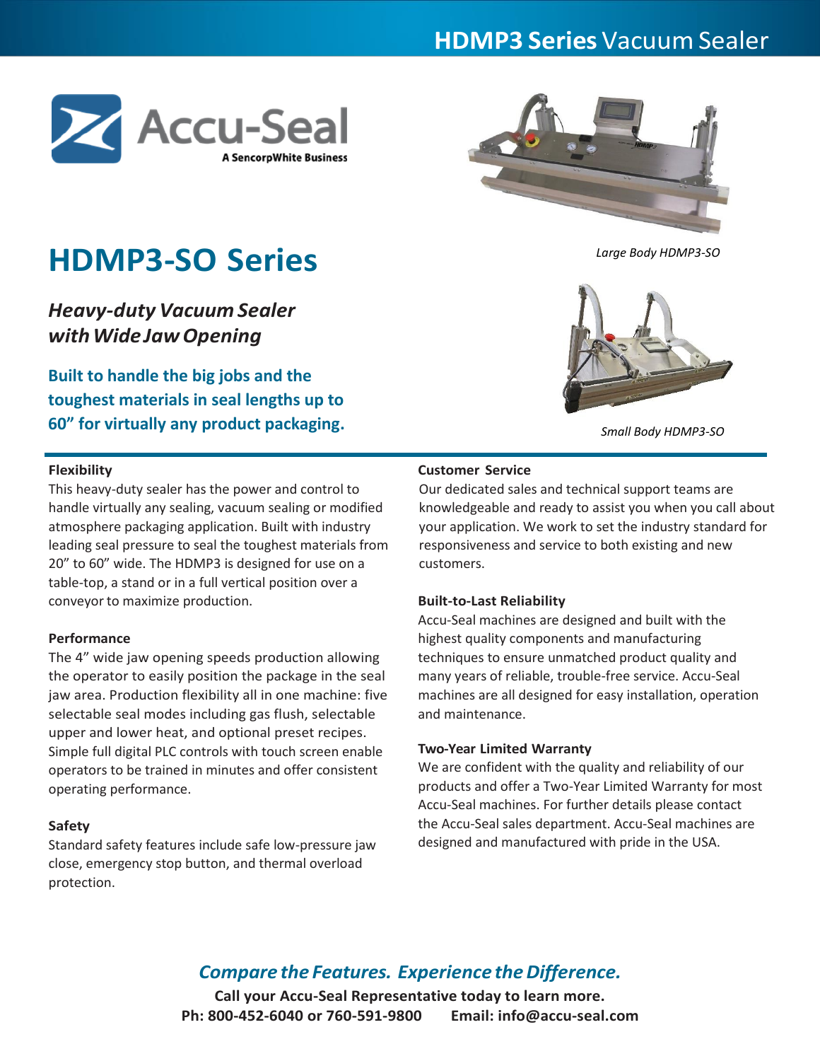**HDMP3 Series** Vacuum Sealer

Accu-Seal
A SencorpWhite Business

# HDMP3-SO Series

*Large Body HDMP3-SO*

## *Heavy-duty Vacuum Sealer with Wide Jaw Opening*

**Built to handle the big jobs and the toughest materials in seal lengths up to 60" for virtually any product packaging.**

*Small Body HDMP3-SO*

**Flexibility**

This heavy-duty sealer has the power and control to handle virtually any sealing, vacuum sealing or modified atmosphere packaging application. Built with industry leading seal pressure to seal the toughest materials from 20" to 60" wide. The HDMP3 is designed for use on a table-top, a stand or in a full vertical position over a conveyor to maximize production.

**Performance**

The 4" wide jaw opening speeds production allowing the operator to easily position the package in the seal jaw area. Production flexibility all in one machine: five selectable seal modes including gas flush, selectable upper and lower heat, and optional preset recipes. Simple full digital PLC controls with touch screen enable operators to be trained in minutes and offer consistent operating performance.

**Safety**

Standard safety features include safe low-pressure jaw close, emergency stop button, and thermal overload protection.

**Customer Service**

Our dedicated sales and technical support teams are knowledgeable and ready to assist you when you call about your application. We work to set the industry standard for responsiveness and service to both existing and new customers.

**Built-to-Last Reliability**

Accu-Seal machines are designed and built with the highest quality components and manufacturing techniques to ensure unmatched product quality and many years of reliable, trouble-free service. Accu-Seal machines are all designed for easy installation, operation and maintenance.

**Two-Year Limited Warranty**

We are confident with the quality and reliability of our products and offer a Two-Year Limited Warranty for most Accu-Seal machines. For further details please contact the Accu-Seal sales department. Accu-Seal machines are designed and manufactured with pride in the USA.

*Compare the Features. Experience the Difference.*

**Call your Accu-Seal Representative today to learn more.**

**Ph: 800-452-6040 or 760-591-9800      Email: info@accu-seal.com**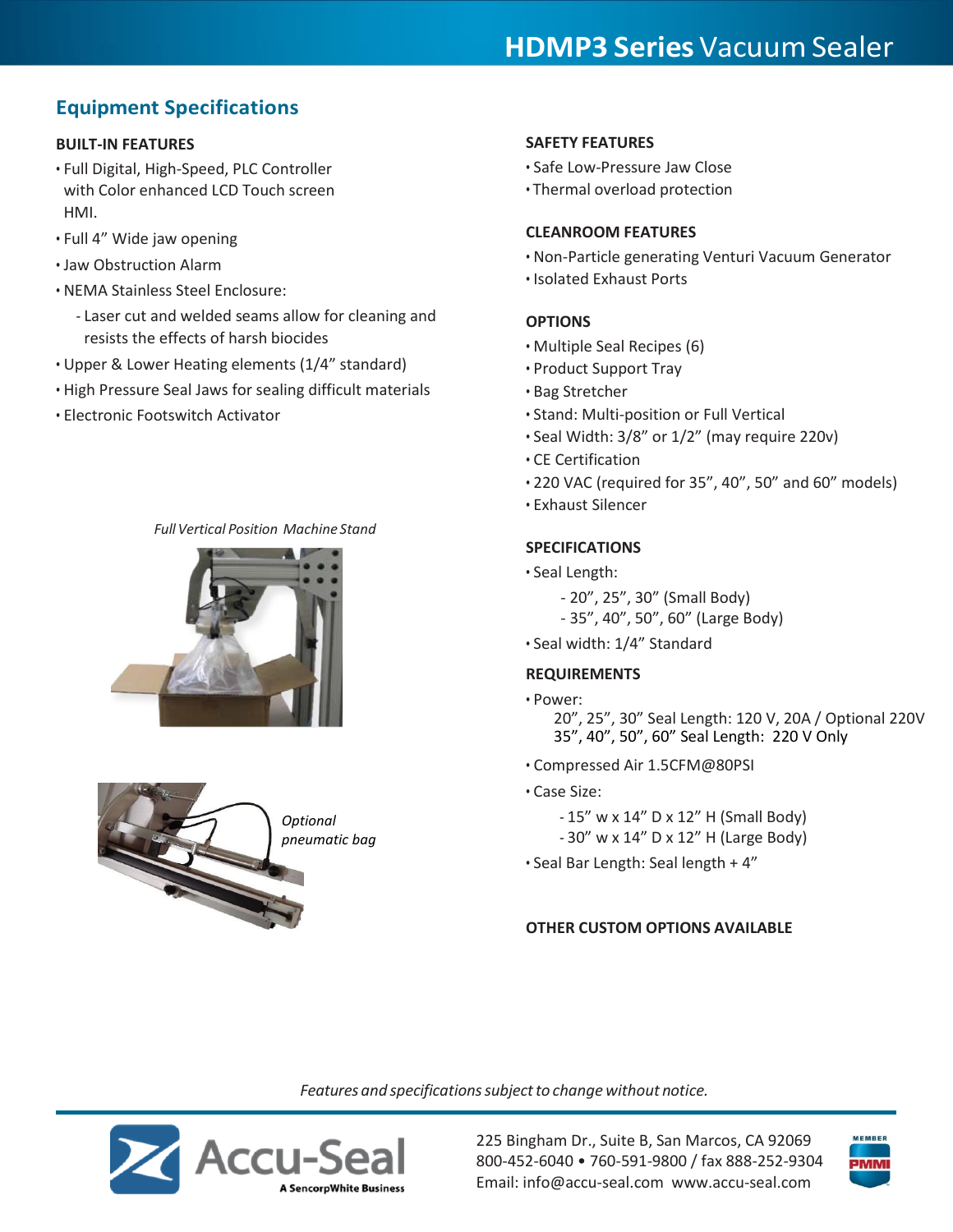# HDMP3 Series Vacuum Sealer

## Equipment Specifications

### BUILT-IN FEATURES

- Full Digital, High-Speed, PLC Controller with Color enhanced LCD Touch screen HMI.
- Full 4” Wide jaw opening
- Jaw Obstruction Alarm
- NEMA Stainless Steel Enclosure:
  - Laser cut and welded seams allow for cleaning and resists the effects of harsh biocides
- Upper & Lower Heating elements (1/4” standard)
- High Pressure Seal Jaws for sealing difficult materials
- Electronic Footswitch Activator

*Full Vertical Position Machine Stand*

*Optional pneumatic bag*

### SAFETY FEATURES

- Safe Low-Pressure Jaw Close
- Thermal overload protection

### CLEANROOM FEATURES

- Non-Particle generating Venturi Vacuum Generator
- Isolated Exhaust Ports

### OPTIONS

- Multiple Seal Recipes (6)
- Product Support Tray
- Bag Stretcher
- Stand: Multi-position or Full Vertical
- Seal Width: 3/8” or 1/2” (may require 220v)
- CE Certification
- 220 VAC (required for 35”, 40”, 50” and 60” models)
- Exhaust Silencer

### SPECIFICATIONS

- Seal Length:
  - 20”, 25”, 30” (Small Body)
  - 35”, 40”, 50”, 60” (Large Body)
- Seal width: 1/4” Standard

### REQUIREMENTS

- Power:
  20”, 25”, 30” Seal Length: 120 V, 20A / Optional 220V
  35”, 40”, 50”, 60” Seal Length: 220 V Only
- Compressed Air 1.5CFM@80PSI
- Case Size:
  - 15” w x 14” D x 12” H (Small Body)
  - 30” w x 14” D x 12” H (Large Body)
- Seal Bar Length: Seal length + 4”

### OTHER CUSTOM OPTIONS AVAILABLE

*Features and specifications subject to change without notice.*

Accu-Seal
A SencorpWhite Business

225 Bingham Dr., Suite B, San Marcos, CA 92069
800-452-6040 • 760-591-9800 / fax 888-252-9304
Email: info@accu-seal.com www.accu-seal.com

MEMBER PMMI